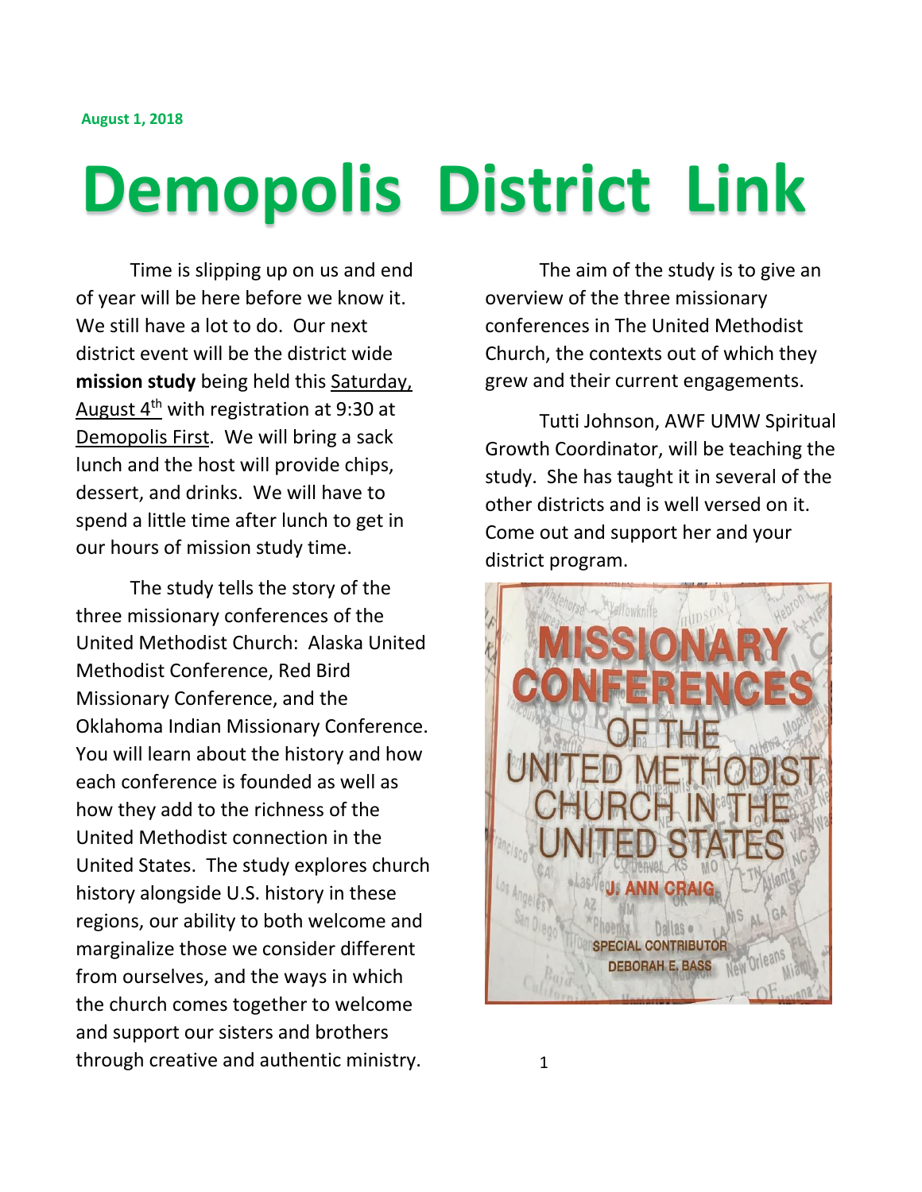**August 1, 2018**

# Demopolis District Link

Time is slipping up on us and end of year will be here before we know it. We still have a lot to do. Our next district event will be the district wide **mission study** being held this Saturday, August 4th with registration at 9:30 at Demopolis First. We will bring a sack lunch and the host will provide chips, dessert, and drinks. We will have to spend a little time after lunch to get in our hours of mission study time.

The study tells the story of the three missionary conferences of the United Methodist Church: Alaska United Methodist Conference, Red Bird Missionary Conference, and the Oklahoma Indian Missionary Conference. You will learn about the history and how each conference is founded as well as how they add to the richness of the United Methodist connection in the United States. The study explores church history alongside U.S. history in these regions, our ability to both welcome and marginalize those we consider different from ourselves, and the ways in which the church comes together to welcome and support our sisters and brothers through creative and authentic ministry.

The aim of the study is to give an overview of the three missionary conferences in The United Methodist Church, the contexts out of which they grew and their current engagements.

Tutti Johnson, AWF UMW Spiritual Growth Coordinator, will be teaching the study. She has taught it in several of the other districts and is well versed on it. Come out and support her and your district program.

MISSIONARY CONFERENCES OF THE UNITED METHODIST CHURCH IN THE UNITED STATES

J. ANN CRAIG

SPECIAL CONTRIBUTOR DEBORAH E. BASS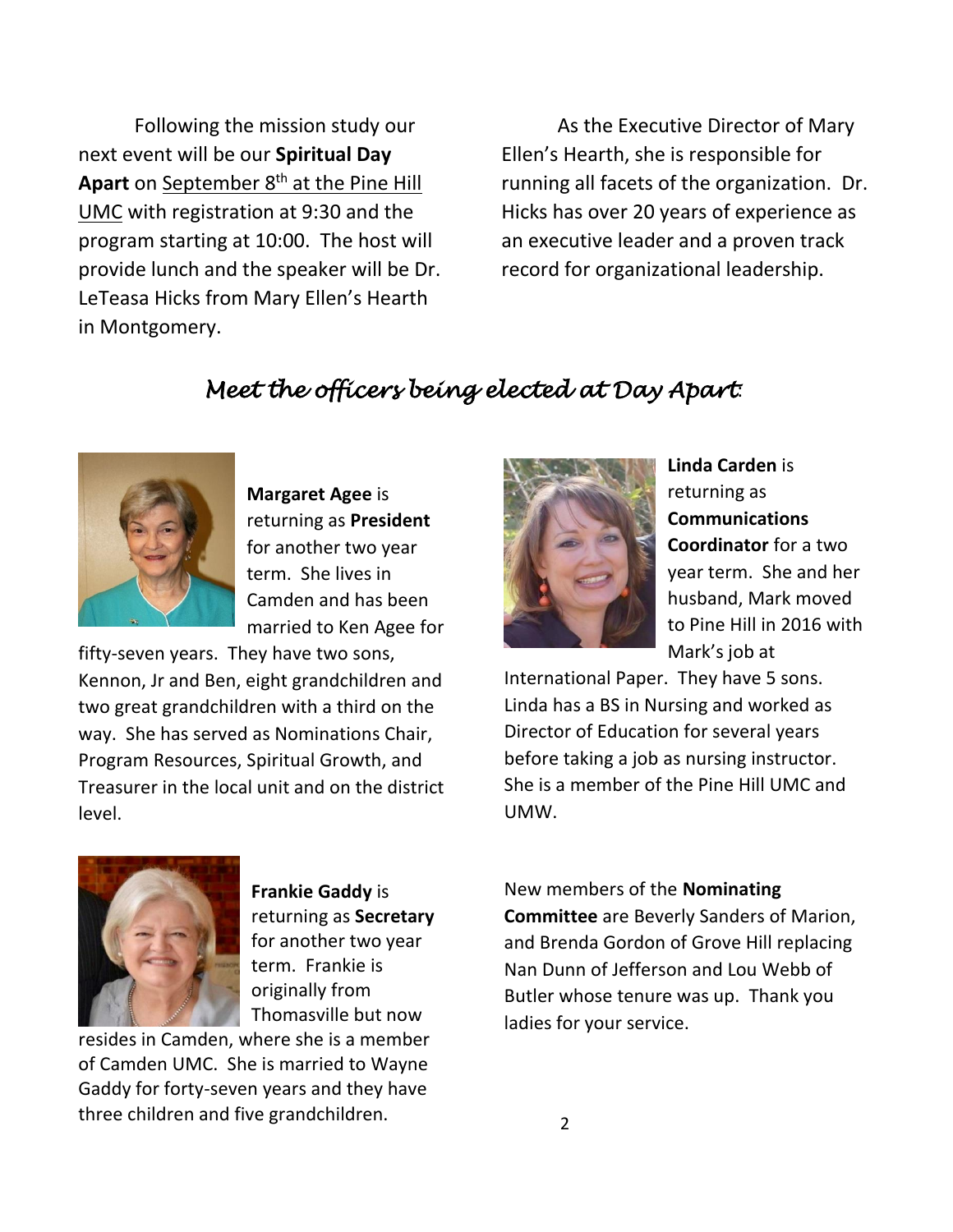Following the mission study our next event will be our **Spiritual Day Apart** on September 8th at the Pine Hill UMC with registration at 9:30 and the program starting at 10:00. The host will provide lunch and the speaker will be Dr. LeTeasa Hicks from Mary Ellen's Hearth in Montgomery.

As the Executive Director of Mary Ellen's Hearth, she is responsible for running all facets of the organization. Dr. Hicks has over 20 years of experience as an executive leader and a proven track record for organizational leadership.

## *Meet the officers being elected at Day Apart:*

**Margaret Agee** is returning as **President** for another two year term. She lives in Camden and has been married to Ken Agee for fifty-seven years. They have two sons, Kennon, Jr and Ben, eight grandchildren and two great grandchildren with a third on the way. She has served as Nominations Chair, Program Resources, Spiritual Growth, and Treasurer in the local unit and on the district level.

**Frankie Gaddy** is returning as **Secretary** for another two year term. Frankie is originally from Thomasville but now resides in Camden, where she is a member of Camden UMC. She is married to Wayne Gaddy for forty-seven years and they have three children and five grandchildren.

**Linda Carden** is returning as **Communications Coordinator** for a two year term. She and her husband, Mark moved to Pine Hill in 2016 with Mark's job at International Paper. They have 5 sons. Linda has a BS in Nursing and worked as Director of Education for several years before taking a job as nursing instructor. She is a member of the Pine Hill UMC and UMW.

New members of the **Nominating Committee** are Beverly Sanders of Marion, and Brenda Gordon of Grove Hill replacing Nan Dunn of Jefferson and Lou Webb of Butler whose tenure was up. Thank you ladies for your service.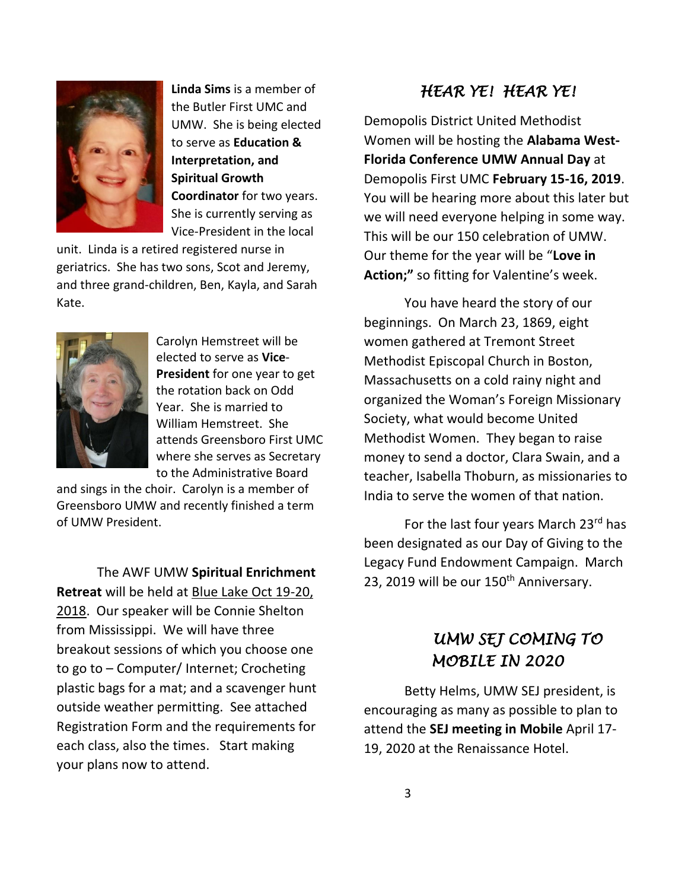**Linda Sims** is a member of the Butler First UMC and UMW. She is being elected to serve as **Education & Interpretation, and Spiritual Growth Coordinator** for two years. She is currently serving as Vice-President in the local unit. Linda is a retired registered nurse in geriatrics. She has two sons, Scot and Jeremy, and three grand-children, Ben, Kayla, and Sarah Kate.

Carolyn Hemstreet will be elected to serve as **Vice-President** for one year to get the rotation back on Odd Year. She is married to William Hemstreet. She attends Greensboro First UMC where she serves as Secretary to the Administrative Board and sings in the choir. Carolyn is a member of Greensboro UMW and recently finished a term of UMW President.

The AWF UMW **Spiritual Enrichment Retreat** will be held at Blue Lake Oct 19-20, 2018. Our speaker will be Connie Shelton from Mississippi. We will have three breakout sessions of which you choose one to go to – Computer/ Internet; Crocheting plastic bags for a mat; and a scavenger hunt outside weather permitting. See attached Registration Form and the requirements for each class, also the times. Start making your plans now to attend.

## *HEAR YE! HEAR YE!*

Demopolis District United Methodist Women will be hosting the **Alabama West-Florida Conference UMW Annual Day** at Demopolis First UMC **February 15-16, 2019**. You will be hearing more about this later but we will need everyone helping in some way. This will be our 150 celebration of UMW. Our theme for the year will be "**Love in Action;"** so fitting for Valentine's week.

You have heard the story of our beginnings. On March 23, 1869, eight women gathered at Tremont Street Methodist Episcopal Church in Boston, Massachusetts on a cold rainy night and organized the Woman's Foreign Missionary Society, what would become United Methodist Women. They began to raise money to send a doctor, Clara Swain, and a teacher, Isabella Thoburn, as missionaries to India to serve the women of that nation.

For the last four years March 23rd has been designated as our Day of Giving to the Legacy Fund Endowment Campaign. March 23, 2019 will be our 150th Anniversary.

## *UMW SEJ COMING TO MOBILE IN 2020*

Betty Helms, UMW SEJ president, is encouraging as many as possible to plan to attend the **SEJ meeting in Mobile** April 17-19, 2020 at the Renaissance Hotel.